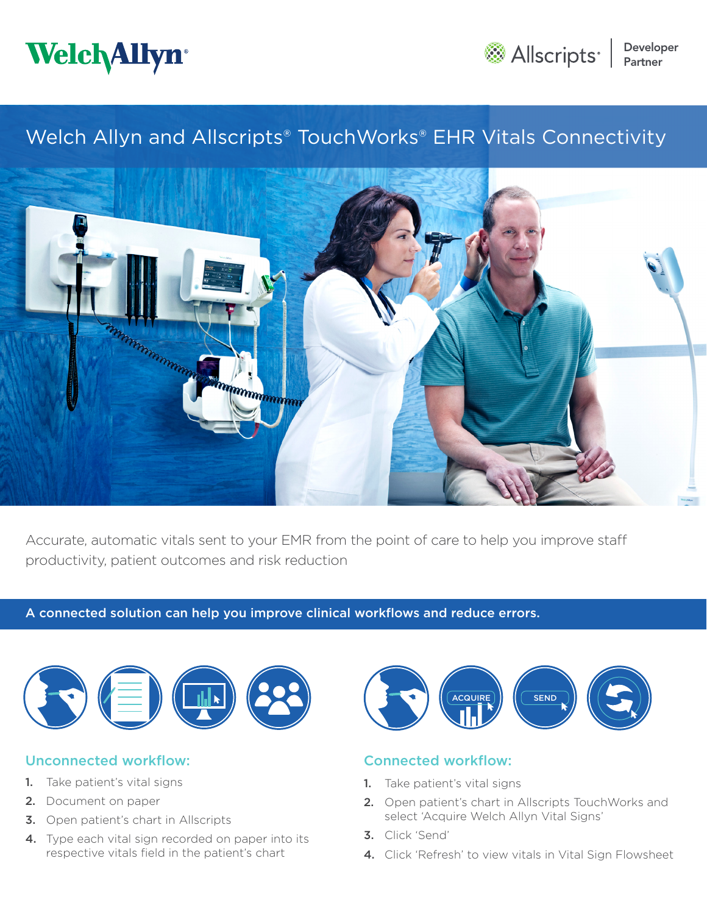Welch Allyn®

Allscripts® | Developer Partner

# Welch Allyn and Allscripts® TouchWorks® EHR Vitals Connectivity

Accurate, automatic vitals sent to your EMR from the point of care to help you improve staff productivity, patient outcomes and risk reduction

**A connected solution can help you improve clinical workflows and reduce errors.**

### Unconnected workflow:

1. Take patient's vital signs
2. Document on paper
3. Open patient's chart in Allscripts
4. Type each vital sign recorded on paper into its respective vitals field in the patient's chart

### Connected workflow:

1. Take patient's vital signs
2. Open patient's chart in Allscripts TouchWorks and select 'Acquire Welch Allyn Vital Signs'
3. Click 'Send'
4. Click 'Refresh' to view vitals in Vital Sign Flowsheet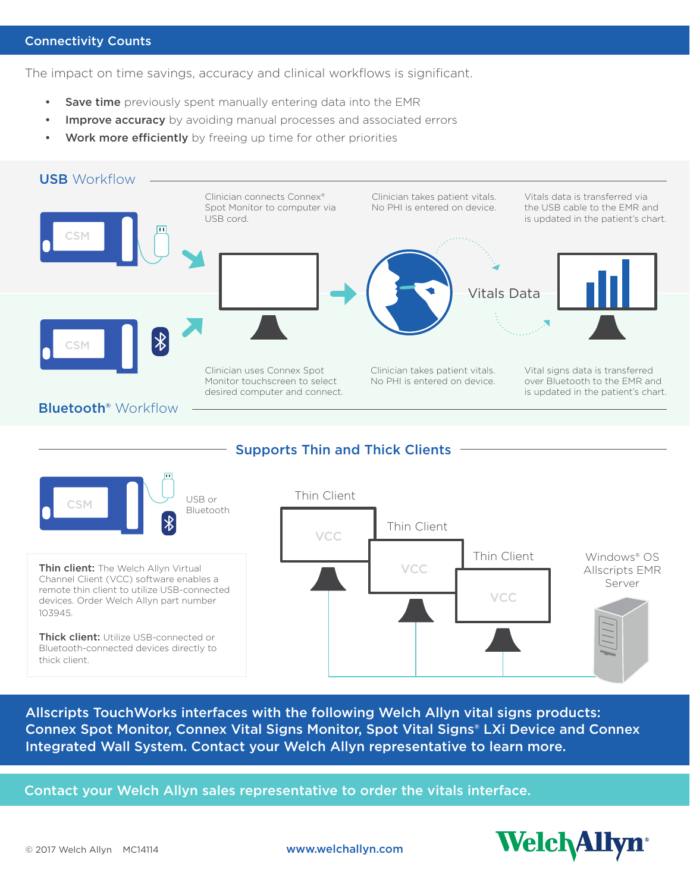## Connectivity Counts

The impact on time savings, accuracy and clinical workflows is significant.

- **Save time** previously spent manually entering data into the EMR
- **Improve accuracy** by avoiding manual processes and associated errors
- **Work more efficiently** by freeing up time for other priorities

### USB Workflow

Clinician connects Connex® Spot Monitor to computer via USB cord.

Clinician takes patient vitals. No PHI is entered on device.

Vitals data is transferred via the USB cable to the EMR and is updated in the patient's chart.

CSM

Vitals Data

### Bluetooth® Workflow

Clinician uses Connex Spot Monitor touchscreen to select desired computer and connect.

Clinician takes patient vitals. No PHI is entered on device.

Vital signs data is transferred over Bluetooth to the EMR and is updated in the patient's chart.

### Supports Thin and Thick Clients

CSM

USB or Bluetooth

**Thin client:** The Welch Allyn Virtual Channel Client (VCC) software enables a remote thin client to utilize USB-connected devices. Order Welch Allyn part number 103945.

**Thick client:** Utilize USB-connected or Bluetooth-connected devices directly to thick client.

Thin Client

VCC

Thin Client

VCC

Thin Client

VCC

Windows® OS Allscripts EMR Server

**Allscripts TouchWorks interfaces with the following Welch Allyn vital signs products: Connex Spot Monitor, Connex Vital Signs Monitor, Spot Vital Signs® LXi Device and Connex Integrated Wall System. Contact your Welch Allyn representative to learn more.**

**Contact your Welch Allyn sales representative to order the vitals interface.**

© 2017 Welch Allyn MC14114

www.welchallyn.com

Welch Allyn®